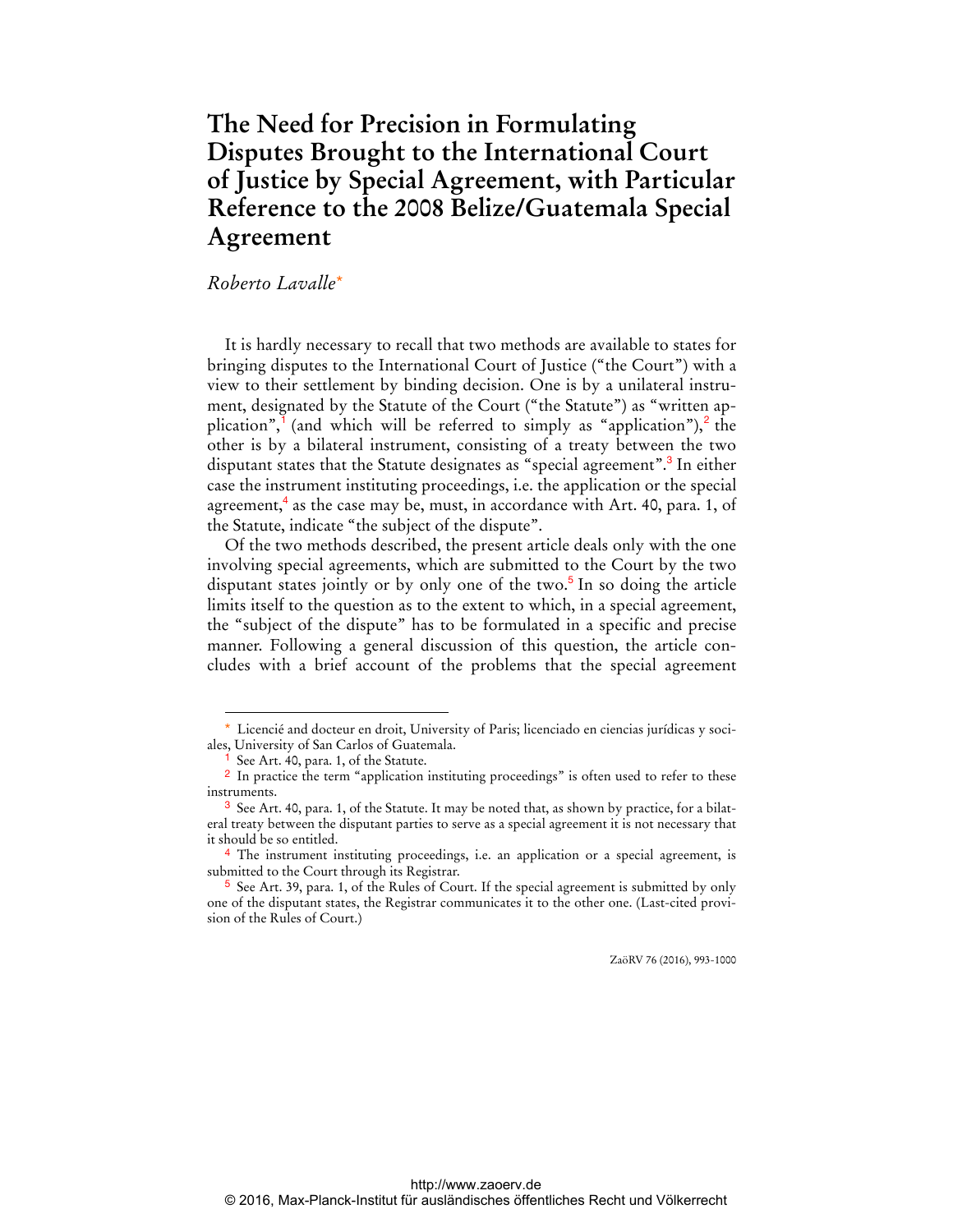# The Need for Precision in Formulating Disputes Brought to the International Court of Justice by Special Agreement, with Particular Reference to the 2008 Belize/Guatemala Special Agreement

*Roberto Lavalle*[*]

It is hardly necessary to recall that two methods are available to states for bringing disputes to the International Court of Justice ("the Court") with a view to their settlement by binding decision. One is by a unilateral instrument, designated by the Statute of the Court ("the Statute") as "written application",[1] (and which will be referred to simply as "application"),[2] the other is by a bilateral instrument, consisting of a treaty between the two disputant states that the Statute designates as "special agreement".[3] In either case the instrument instituting proceedings, i.e. the application or the special agreement,[4] as the case may be, must, in accordance with Art. 40, para. 1, of the Statute, indicate "the subject of the dispute".

Of the two methods described, the present article deals only with the one involving special agreements, which are submitted to the Court by the two disputant states jointly or by only one of the two.[5] In so doing the article limits itself to the question as to the extent to which, in a special agreement, the "subject of the dispute" has to be formulated in a specific and precise manner. Following a general discussion of this question, the article concludes with a brief account of the problems that the special agreement

---

[*] Licencié and docteur en droit, University of Paris; licenciado en ciencias jurídicas y sociales, University of San Carlos of Guatemala.

[1] See Art. 40, para. 1, of the Statute.

[2] In practice the term "application instituting proceedings" is often used to refer to these instruments.

[3] See Art. 40, para. 1, of the Statute. It may be noted that, as shown by practice, for a bilateral treaty between the disputant parties to serve as a special agreement it is not necessary that it should be so entitled.

[4] The instrument instituting proceedings, i.e. an application or a special agreement, is submitted to the Court through its Registrar.

[5] See Art. 39, para. 1, of the Rules of Court. If the special agreement is submitted by only one of the disputant states, the Registrar communicates it to the other one. (Last-cited provision of the Rules of Court.)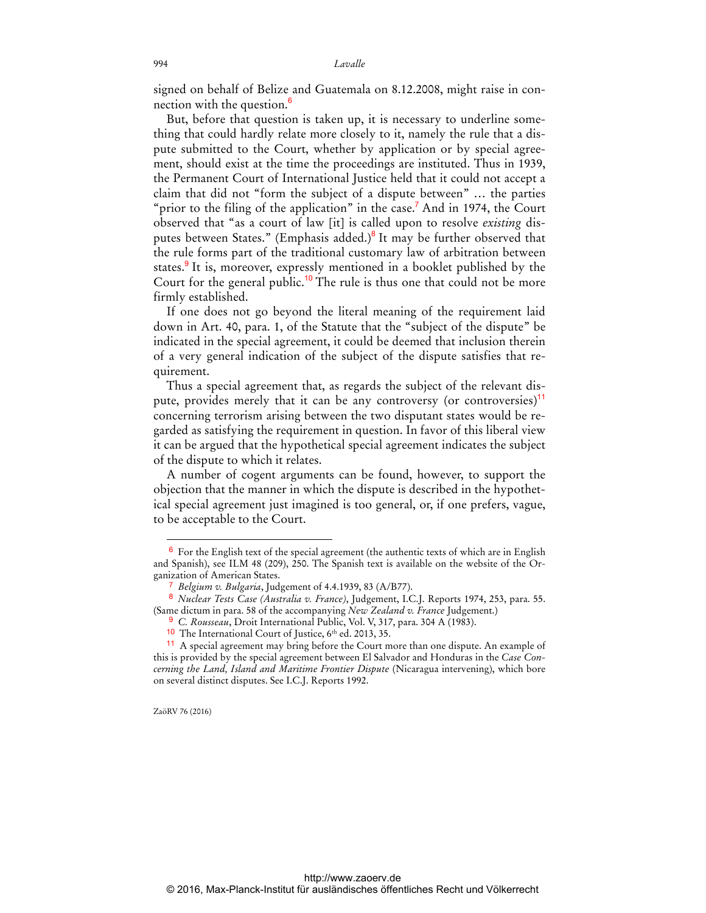signed on behalf of Belize and Guatemala on 8.12.2008, might raise in connection with the question.[6]

But, before that question is taken up, it is necessary to underline something that could hardly relate more closely to it, namely the rule that a dispute submitted to the Court, whether by application or by special agreement, should exist at the time the proceedings are instituted. Thus in 1939, the Permanent Court of International Justice held that it could not accept a claim that did not "form the subject of a dispute between" … the parties "prior to the filing of the application" in the case.[7] And in 1974, the Court observed that "as a court of law [it] is called upon to resolve *existing* disputes between States." (Emphasis added.)[8] It may be further observed that the rule forms part of the traditional customary law of arbitration between states.[9] It is, moreover, expressly mentioned in a booklet published by the Court for the general public.[10] The rule is thus one that could not be more firmly established.

If one does not go beyond the literal meaning of the requirement laid down in Art. 40, para. 1, of the Statute that the "subject of the dispute" be indicated in the special agreement, it could be deemed that inclusion therein of a very general indication of the subject of the dispute satisfies that requirement.

Thus a special agreement that, as regards the subject of the relevant dispute, provides merely that it can be any controversy (or controversies)[11] concerning terrorism arising between the two disputant states would be regarded as satisfying the requirement in question. In favor of this liberal view it can be argued that the hypothetical special agreement indicates the subject of the dispute to which it relates.

A number of cogent arguments can be found, however, to support the objection that the manner in which the dispute is described in the hypothetical special agreement just imagined is too general, or, if one prefers, vague, to be acceptable to the Court.

---

[6] For the English text of the special agreement (the authentic texts of which are in English and Spanish), see ILM 48 (209), 250. The Spanish text is available on the website of the Organization of American States.

[7] *Belgium v. Bulgaria*, Judgement of 4.4.1939, 83 (A/B77).

[8] *Nuclear Tests Case (Australia v. France)*, Judgement, I.C.J. Reports 1974, 253, para. 55. (Same dictum in para. 58 of the accompanying *New Zealand v. France* Judgement.)

[9] *C. Rousseau*, Droit International Public, Vol. V, 317, para. 304 A (1983).

[10] The International Court of Justice, 6th ed. 2013, 35.

[11] A special agreement may bring before the Court more than one dispute. An example of this is provided by the special agreement between El Salvador and Honduras in the *Case Concerning the Land, Island and Maritime Frontier Dispute* (Nicaragua intervening), which bore on several distinct disputes. See I.C.J. Reports 1992.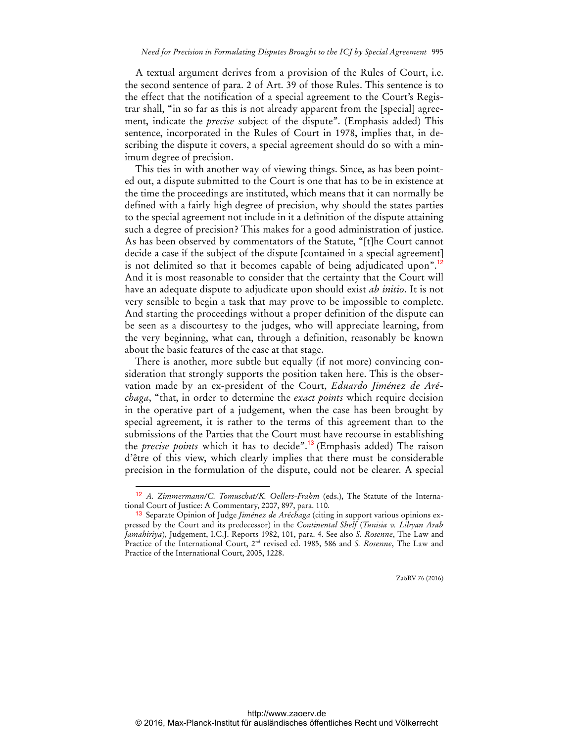A textual argument derives from a provision of the Rules of Court, i.e. the second sentence of para. 2 of Art. 39 of those Rules. This sentence is to the effect that the notification of a special agreement to the Court's Registrar shall, "in so far as this is not already apparent from the [special] agreement, indicate the *precise* subject of the dispute". (Emphasis added) This sentence, incorporated in the Rules of Court in 1978, implies that, in describing the dispute it covers, a special agreement should do so with a minimum degree of precision.

This ties in with another way of viewing things. Since, as has been pointed out, a dispute submitted to the Court is one that has to be in existence at the time the proceedings are instituted, which means that it can normally be defined with a fairly high degree of precision, why should the states parties to the special agreement not include in it a definition of the dispute attaining such a degree of precision? This makes for a good administration of justice. As has been observed by commentators of the Statute, "[t]he Court cannot decide a case if the subject of the dispute [contained in a special agreement] is not delimited so that it becomes capable of being adjudicated upon".[12] And it is most reasonable to consider that the certainty that the Court will have an adequate dispute to adjudicate upon should exist *ab initio*. It is not very sensible to begin a task that may prove to be impossible to complete. And starting the proceedings without a proper definition of the dispute can be seen as a discourtesy to the judges, who will appreciate learning, from the very beginning, what can, through a definition, reasonably be known about the basic features of the case at that stage.

There is another, more subtle but equally (if not more) convincing consideration that strongly supports the position taken here. This is the observation made by an ex-president of the Court, *Eduardo Jiménez de Aréchaga*, "that, in order to determine the *exact points* which require decision in the operative part of a judgement, when the case has been brought by special agreement, it is rather to the terms of this agreement than to the submissions of the Parties that the Court must have recourse in establishing the *precise points* which it has to decide".[13] (Emphasis added) The raison d'être of this view, which clearly implies that there must be considerable precision in the formulation of the dispute, could not be clearer. A special

---

[12] *A. Zimmermann/C. Tomuschat/K. Oellers-Frahm* (eds.), The Statute of the International Court of Justice: A Commentary, 2007, 897, para. 110.

[13] Separate Opinion of Judge *Jiménez de Aréchaga* (citing in support various opinions expressed by the Court and its predecessor) in the *Continental Shelf* (*Tunisia v. Libyan Arab Jamahiriya*), Judgement, I.C.J. Reports 1982, 101, para. 4. See also *S. Rosenne*, The Law and Practice of the International Court, 2nd revised ed. 1985, 586 and *S. Rosenne*, The Law and Practice of the International Court, 2005, 1228.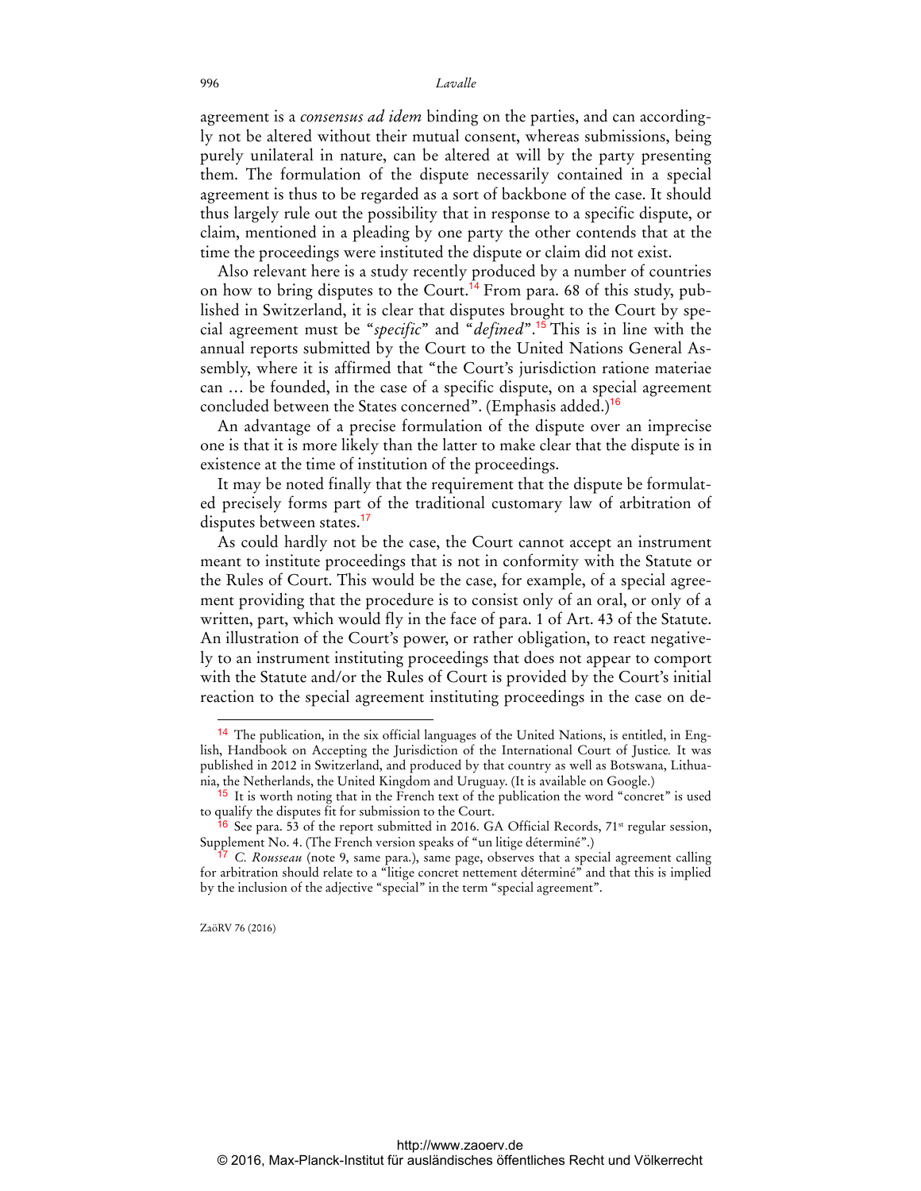agreement is a *consensus ad idem* binding on the parties, and can accordingly not be altered without their mutual consent, whereas submissions, being purely unilateral in nature, can be altered at will by the party presenting them. The formulation of the dispute necessarily contained in a special agreement is thus to be regarded as a sort of backbone of the case. It should thus largely rule out the possibility that in response to a specific dispute, or claim, mentioned in a pleading by one party the other contends that at the time the proceedings were instituted the dispute or claim did not exist.

Also relevant here is a study recently produced by a number of countries on how to bring disputes to the Court.[14] From para. 68 of this study, published in Switzerland, it is clear that disputes brought to the Court by special agreement must be "*specific*" and "*defined*".[15] This is in line with the annual reports submitted by the Court to the United Nations General Assembly, where it is affirmed that "the Court's jurisdiction ratione materiae can … be founded, in the case of a specific dispute, on a special agreement concluded between the States concerned". (Emphasis added.)[16]

An advantage of a precise formulation of the dispute over an imprecise one is that it is more likely than the latter to make clear that the dispute is in existence at the time of institution of the proceedings.

It may be noted finally that the requirement that the dispute be formulated precisely forms part of the traditional customary law of arbitration of disputes between states.[17]

As could hardly not be the case, the Court cannot accept an instrument meant to institute proceedings that is not in conformity with the Statute or the Rules of Court. This would be the case, for example, of a special agreement providing that the procedure is to consist only of an oral, or only of a written, part, which would fly in the face of para. 1 of Art. 43 of the Statute. An illustration of the Court's power, or rather obligation, to react negatively to an instrument instituting proceedings that does not appear to comport with the Statute and/or the Rules of Court is provided by the Court's initial reaction to the special agreement instituting proceedings in the case on de-

---

[14] The publication, in the six official languages of the United Nations, is entitled, in English, Handbook on Accepting the Jurisdiction of the International Court of Justice. It was published in 2012 in Switzerland, and produced by that country as well as Botswana, Lithuania, the Netherlands, the United Kingdom and Uruguay. (It is available on Google.)

[15] It is worth noting that in the French text of the publication the word "concret" is used to qualify the disputes fit for submission to the Court.

[16] See para. 53 of the report submitted in 2016. GA Official Records, 71st regular session, Supplement No. 4. (The French version speaks of "un litige déterminé".)

[17] *C. Rousseau* (note 9, same para.), same page, observes that a special agreement calling for arbitration should relate to a "litige concret nettement déterminé" and that this is implied by the inclusion of the adjective "special" in the term "special agreement".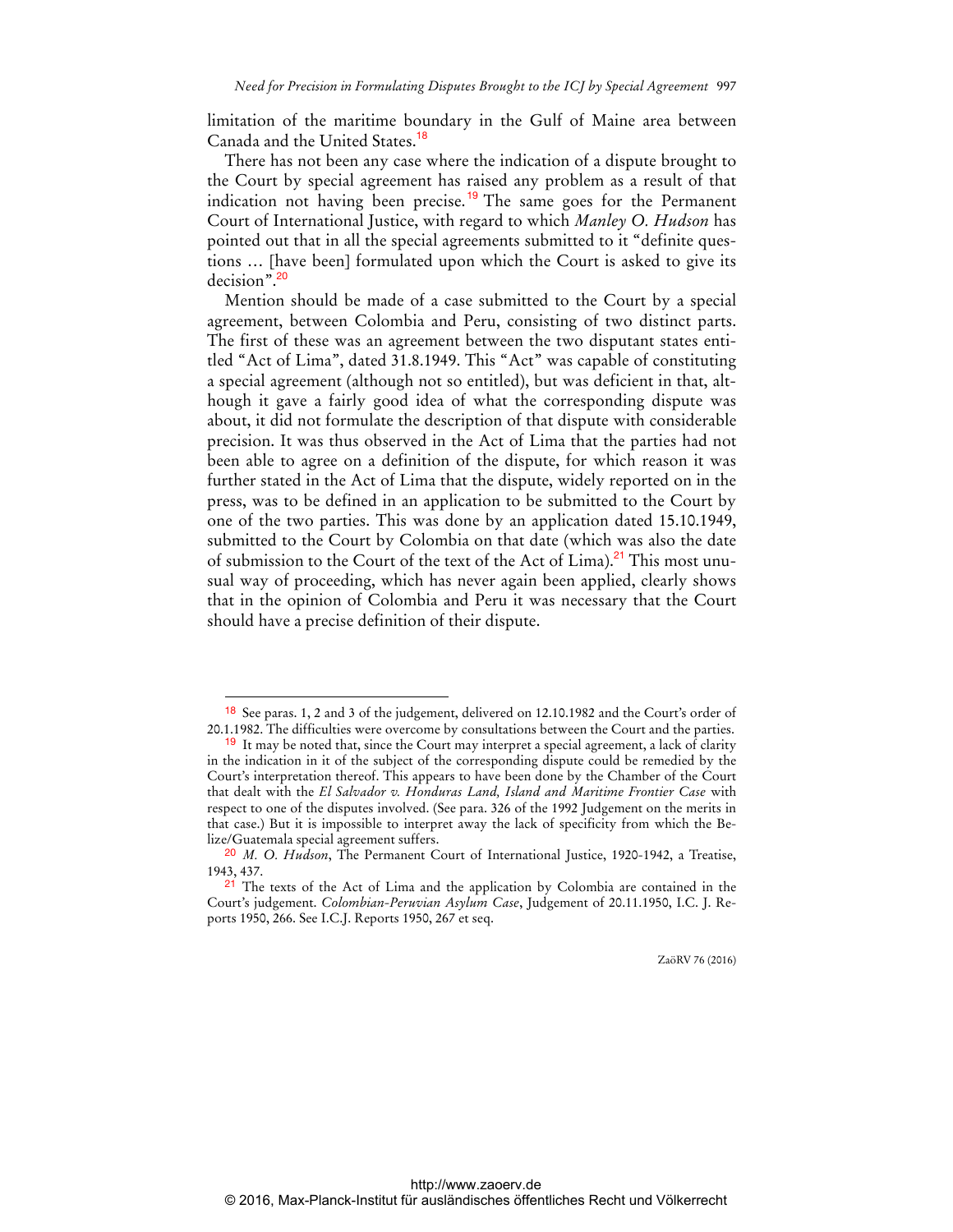limitation of the maritime boundary in the Gulf of Maine area between Canada and the United States.[18]

There has not been any case where the indication of a dispute brought to the Court by special agreement has raised any problem as a result of that indication not having been precise.[19] The same goes for the Permanent Court of International Justice, with regard to which *Manley O. Hudson* has pointed out that in all the special agreements submitted to it "definite questions … [have been] formulated upon which the Court is asked to give its decision".[20]

Mention should be made of a case submitted to the Court by a special agreement, between Colombia and Peru, consisting of two distinct parts. The first of these was an agreement between the two disputant states entitled "Act of Lima", dated 31.8.1949. This "Act" was capable of constituting a special agreement (although not so entitled), but was deficient in that, although it gave a fairly good idea of what the corresponding dispute was about, it did not formulate the description of that dispute with considerable precision. It was thus observed in the Act of Lima that the parties had not been able to agree on a definition of the dispute, for which reason it was further stated in the Act of Lima that the dispute, widely reported on in the press, was to be defined in an application to be submitted to the Court by one of the two parties. This was done by an application dated 15.10.1949, submitted to the Court by Colombia on that date (which was also the date of submission to the Court of the text of the Act of Lima).[21] This most unusual way of proceeding, which has never again been applied, clearly shows that in the opinion of Colombia and Peru it was necessary that the Court should have a precise definition of their dispute.

---

[18] See paras. 1, 2 and 3 of the judgement, delivered on 12.10.1982 and the Court's order of 20.1.1982. The difficulties were overcome by consultations between the Court and the parties.

[19] It may be noted that, since the Court may interpret a special agreement, a lack of clarity in the indication in it of the subject of the corresponding dispute could be remedied by the Court's interpretation thereof. This appears to have been done by the Chamber of the Court that dealt with the *El Salvador v. Honduras Land, Island and Maritime Frontier Case* with respect to one of the disputes involved. (See para. 326 of the 1992 Judgement on the merits in that case.) But it is impossible to interpret away the lack of specificity from which the Belize/Guatemala special agreement suffers.

[20] *M. O. Hudson*, The Permanent Court of International Justice, 1920-1942, a Treatise, 1943, 437.

[21] The texts of the Act of Lima and the application by Colombia are contained in the Court's judgement. *Colombian-Peruvian Asylum Case*, Judgement of 20.11.1950, I.C. J. Reports 1950, 266. See I.C.J. Reports 1950, 267 et seq.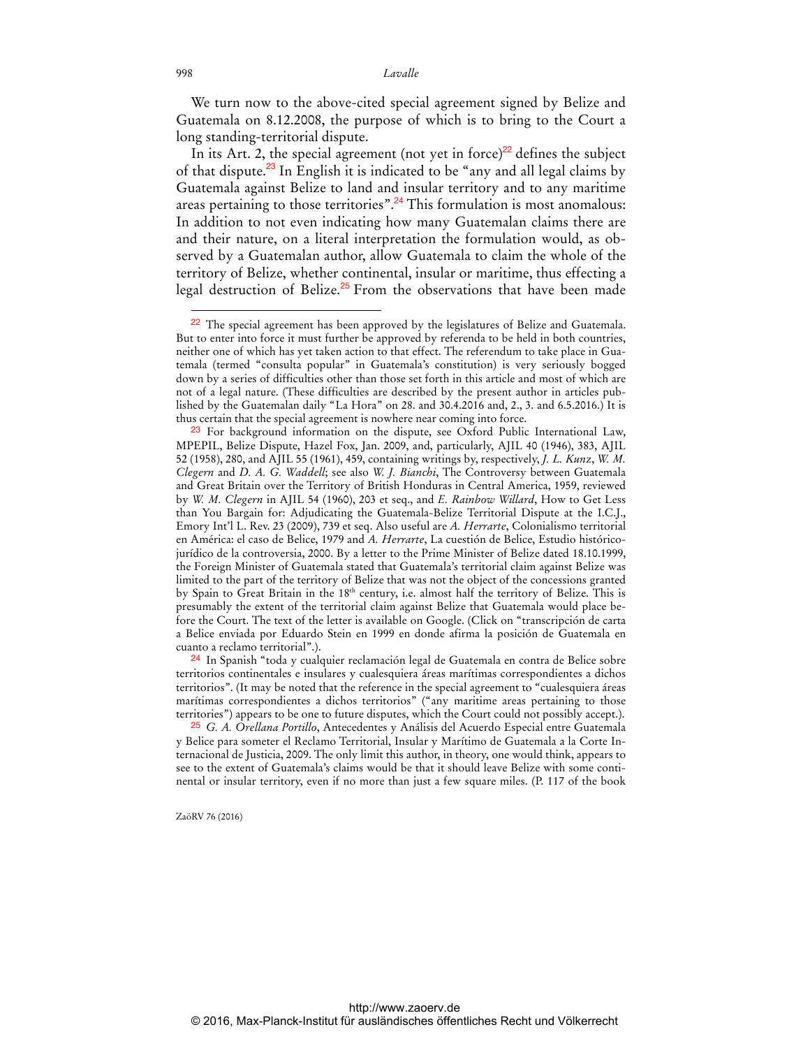We turn now to the above-cited special agreement signed by Belize and Guatemala on 8.12.2008, the purpose of which is to bring to the Court a long standing-territorial dispute.

In its Art. 2, the special agreement (not yet in force)[22] defines the subject of that dispute.[23] In English it is indicated to be "any and all legal claims by Guatemala against Belize to land and insular territory and to any maritime areas pertaining to those territories".[24] This formulation is most anomalous: In addition to not even indicating how many Guatemalan claims there are and their nature, on a literal interpretation the formulation would, as observed by a Guatemalan author, allow Guatemala to claim the whole of the territory of Belize, whether continental, insular or maritime, thus effecting a legal destruction of Belize.[25] From the observations that have been made

---

[22] The special agreement has been approved by the legislatures of Belize and Guatemala. But to enter into force it must further be approved by referenda to be held in both countries, neither one of which has yet taken action to that effect. The referendum to take place in Guatemala (termed "consulta popular" in Guatemala's constitution) is very seriously bogged down by a series of difficulties other than those set forth in this article and most of which are not of a legal nature. (These difficulties are described by the present author in articles published by the Guatemalan daily "La Hora" on 28. and 30.4.2016 and, 2., 3. and 6.5.2016.) It is thus certain that the special agreement is nowhere near coming into force.

[23] For background information on the dispute, see Oxford Public International Law, MPEPIL, Belize Dispute, Hazel Fox, Jan. 2009, and, particularly, AJIL 40 (1946), 383, AJIL 52 (1958), 280, and AJIL 55 (1961), 459, containing writings by, respectively, *J. L. Kunz*, *W. M. Clegern* and *D. A. G. Waddell*; see also *W. J. Bianchi*, The Controversy between Guatemala and Great Britain over the Territory of British Honduras in Central America, 1959, reviewed by *W. M. Clegern* in AJIL 54 (1960), 203 et seq., and *E. Rainbow Willard*, How to Get Less than You Bargain for: Adjudicating the Guatemala-Belize Territorial Dispute at the I.C.J., Emory Int'l L. Rev. 23 (2009), 739 et seq. Also useful are *A. Herrarte*, Colonialismo territorial en América: el caso de Belice, 1979 and *A. Herrarte*, La cuestión de Belice, Estudio histórico-jurídico de la controversia, 2000. By a letter to the Prime Minister of Belize dated 18.10.1999, the Foreign Minister of Guatemala stated that Guatemala's territorial claim against Belize was limited to the part of the territory of Belize that was not the object of the concessions granted by Spain to Great Britain in the 18th century, i.e. almost half the territory of Belize. This is presumably the extent of the territorial claim against Belize that Guatemala would place before the Court. The text of the letter is available on Google. (Click on "transcripción de carta a Belice enviada por Eduardo Stein en 1999 en donde afirma la posición de Guatemala en cuanto a reclamo territorial".).

[24] In Spanish "toda y cualquier reclamación legal de Guatemala en contra de Belice sobre territorios continentales e insulares y cualesquiera áreas marítimas correspondientes a dichos territorios". (It may be noted that the reference in the special agreement to "cualesquiera áreas marítimas correspondientes a dichos territorios" ("any maritime areas pertaining to those territories") appears to be one to future disputes, which the Court could not possibly accept.).

[25] *G. A. Orellana Portillo*, Antecedentes y Análisis del Acuerdo Especial entre Guatemala y Belice para someter el Reclamo Territorial, Insular y Marítimo de Guatemala a la Corte Internacional de Justicia, 2009. The only limit this author, in theory, one would think, appears to see to the extent of Guatemala's claims would be that it should leave Belize with some continental or insular territory, even if no more than just a few square miles. (P. 117 of the book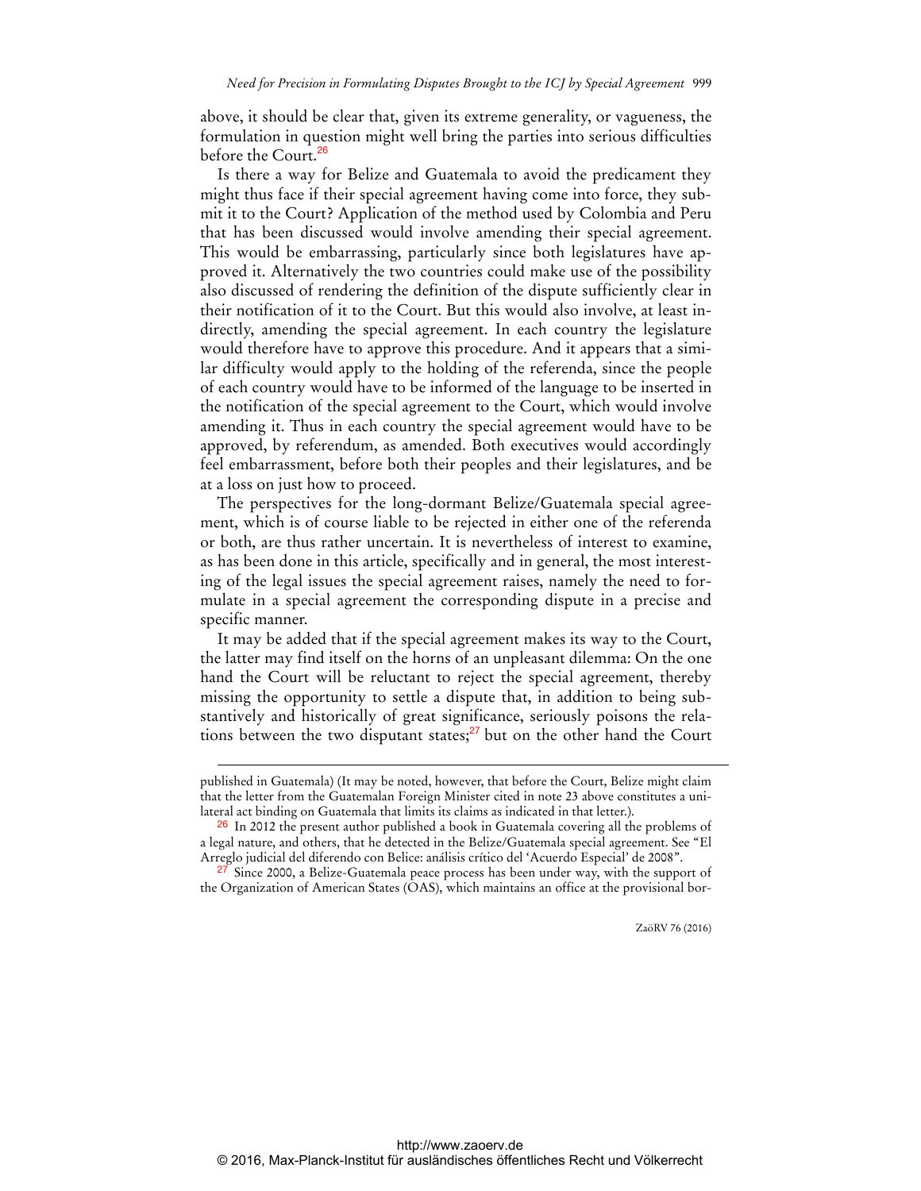above, it should be clear that, given its extreme generality, or vagueness, the formulation in question might well bring the parties into serious difficulties before the Court.[26]

Is there a way for Belize and Guatemala to avoid the predicament they might thus face if their special agreement having come into force, they submit it to the Court? Application of the method used by Colombia and Peru that has been discussed would involve amending their special agreement. This would be embarrassing, particularly since both legislatures have approved it. Alternatively the two countries could make use of the possibility also discussed of rendering the definition of the dispute sufficiently clear in their notification of it to the Court. But this would also involve, at least indirectly, amending the special agreement. In each country the legislature would therefore have to approve this procedure. And it appears that a similar difficulty would apply to the holding of the referenda, since the people of each country would have to be informed of the language to be inserted in the notification of the special agreement to the Court, which would involve amending it. Thus in each country the special agreement would have to be approved, by referendum, as amended. Both executives would accordingly feel embarrassment, before both their peoples and their legislatures, and be at a loss on just how to proceed.

The perspectives for the long-dormant Belize/Guatemala special agreement, which is of course liable to be rejected in either one of the referenda or both, are thus rather uncertain. It is nevertheless of interest to examine, as has been done in this article, specifically and in general, the most interesting of the legal issues the special agreement raises, namely the need to formulate in a special agreement the corresponding dispute in a precise and specific manner.

It may be added that if the special agreement makes its way to the Court, the latter may find itself on the horns of an unpleasant dilemma: On the one hand the Court will be reluctant to reject the special agreement, thereby missing the opportunity to settle a dispute that, in addition to being substantively and historically of great significance, seriously poisons the relations between the two disputant states;[27] but on the other hand the Court

---

published in Guatemala) (It may be noted, however, that before the Court, Belize might claim that the letter from the Guatemalan Foreign Minister cited in note 23 above constitutes a unilateral act binding on Guatemala that limits its claims as indicated in that letter.).

[26] In 2012 the present author published a book in Guatemala covering all the problems of a legal nature, and others, that he detected in the Belize/Guatemala special agreement. See "El Arreglo judicial del diferendo con Belice: análisis crítico del 'Acuerdo Especial' de 2008".

[27] Since 2000, a Belize-Guatemala peace process has been under way, with the support of the Organization of American States (OAS), which maintains an office at the provisional bor-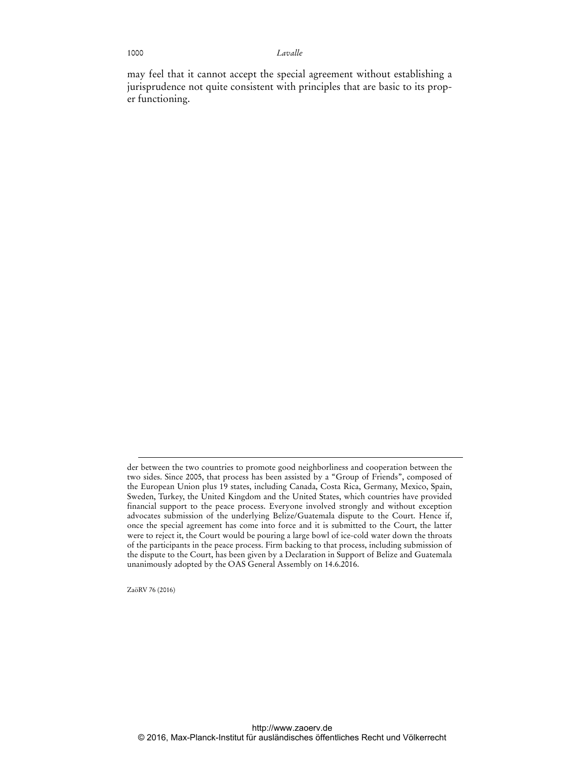may feel that it cannot accept the special agreement without establishing a jurisprudence not quite consistent with principles that are basic to its proper functioning.

---

der between the two countries to promote good neighborliness and cooperation between the two sides. Since 2005, that process has been assisted by a "Group of Friends", composed of the European Union plus 19 states, including Canada, Costa Rica, Germany, Mexico, Spain, Sweden, Turkey, the United Kingdom and the United States, which countries have provided financial support to the peace process. Everyone involved strongly and without exception advocates submission of the underlying Belize/Guatemala dispute to the Court. Hence if, once the special agreement has come into force and it is submitted to the Court, the latter were to reject it, the Court would be pouring a large bowl of ice-cold water down the throats of the participants in the peace process. Firm backing to that process, including submission of the dispute to the Court, has been given by a Declaration in Support of Belize and Guatemala unanimously adopted by the OAS General Assembly on 14.6.2016.